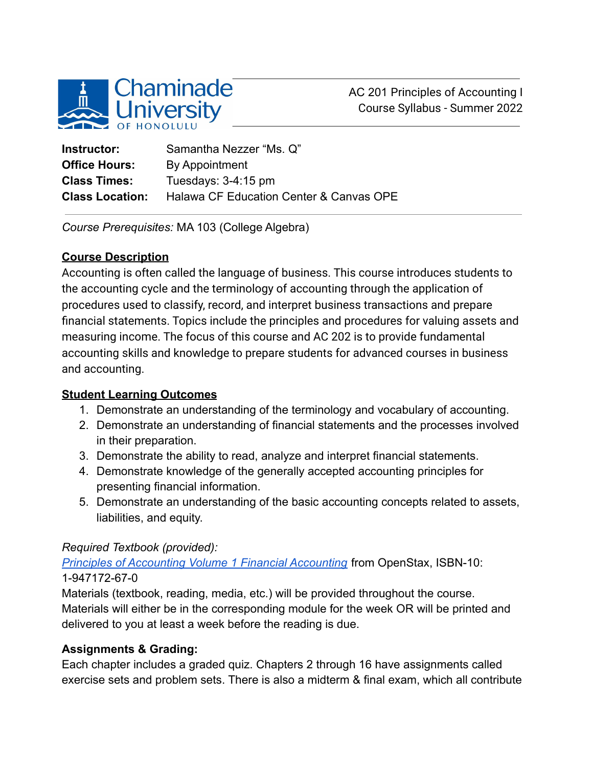Chaminade University OF HONOLULU

AC 201 Principles of Accounting I
Course Syllabus - Summer 2022

| | |
|---|---|
| **Instructor:** | Samantha Nezzer "Ms. Q" |
| **Office Hours:** | By Appointment |
| **Class Times:** | Tuesdays: 3-4:15 pm |
| **Class Location:** | Halawa CF Education Center & Canvas OPE |

*Course Prerequisites:* MA 103 (College Algebra)

**Course Description**

Accounting is often called the language of business. This course introduces students to the accounting cycle and the terminology of accounting through the application of procedures used to classify, record, and interpret business transactions and prepare financial statements. Topics include the principles and procedures for valuing assets and measuring income. The focus of this course and AC 202 is to provide fundamental accounting skills and knowledge to prepare students for advanced courses in business and accounting.

**Student Learning Outcomes**

1. Demonstrate an understanding of the terminology and vocabulary of accounting.
2. Demonstrate an understanding of financial statements and the processes involved in their preparation.
3. Demonstrate the ability to read, analyze and interpret financial statements.
4. Demonstrate knowledge of the generally accepted accounting principles for presenting financial information.
5. Demonstrate an understanding of the basic accounting concepts related to assets, liabilities, and equity.

*Required Textbook (provided):*
Principles of Accounting Volume 1 Financial Accounting from OpenStax, ISBN-10: 1-947172-67-0
Materials (textbook, reading, media, etc.) will be provided throughout the course. Materials will either be in the corresponding module for the week OR will be printed and delivered to you at least a week before the reading is due.

**Assignments & Grading:**

Each chapter includes a graded quiz. Chapters 2 through 16 have assignments called exercise sets and problem sets. There is also a midterm & final exam, which all contribute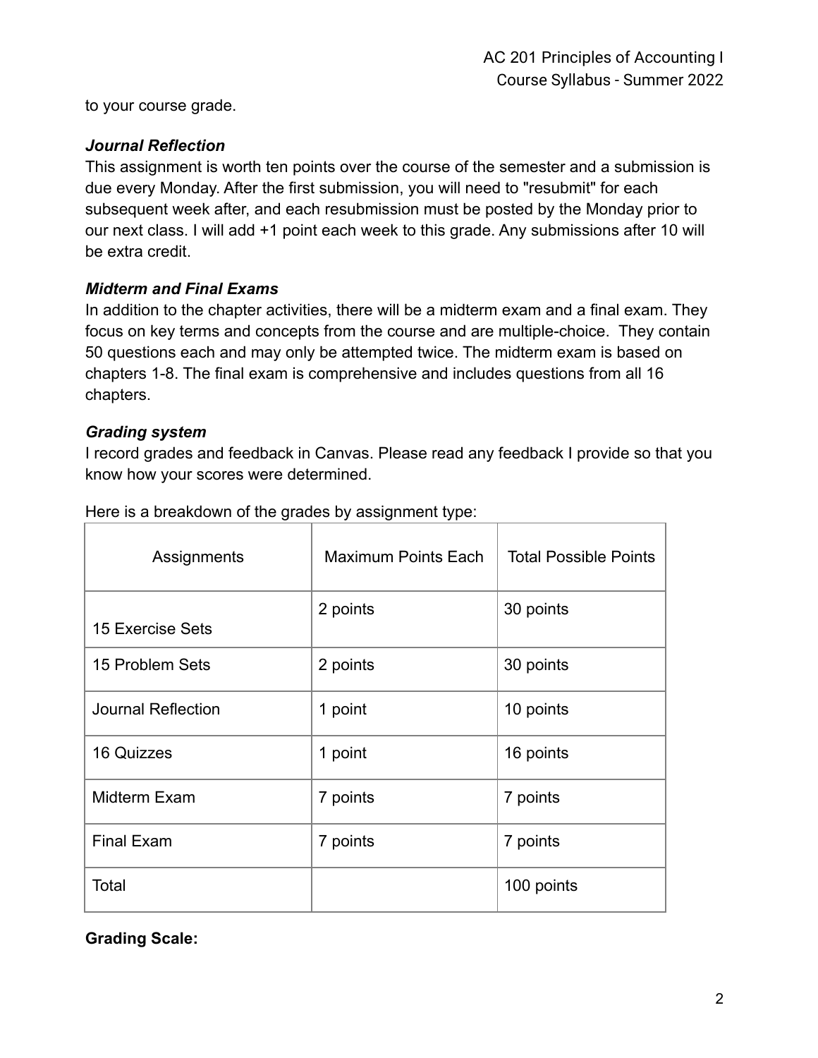to your course grade.

***Journal Reflection***

This assignment is worth ten points over the course of the semester and a submission is due every Monday. After the first submission, you will need to "resubmit" for each subsequent week after, and each resubmission must be posted by the Monday prior to our next class. I will add +1 point each week to this grade. Any submissions after 10 will be extra credit.

***Midterm and Final Exams***

In addition to the chapter activities, there will be a midterm exam and a final exam. They focus on key terms and concepts from the course and are multiple-choice. They contain 50 questions each and may only be attempted twice. The midterm exam is based on chapters 1-8. The final exam is comprehensive and includes questions from all 16 chapters.

***Grading system***

I record grades and feedback in Canvas. Please read any feedback I provide so that you know how your scores were determined.

Here is a breakdown of the grades by assignment type:

| Assignments | Maximum Points Each | Total Possible Points |
|---|---|---|
| 15 Exercise Sets | 2 points | 30 points |
| 15 Problem Sets | 2 points | 30 points |
| Journal Reflection | 1 point | 10 points |
| 16 Quizzes | 1 point | 16 points |
| Midterm Exam | 7 points | 7 points |
| Final Exam | 7 points | 7 points |
| Total | | 100 points |

**Grading Scale:**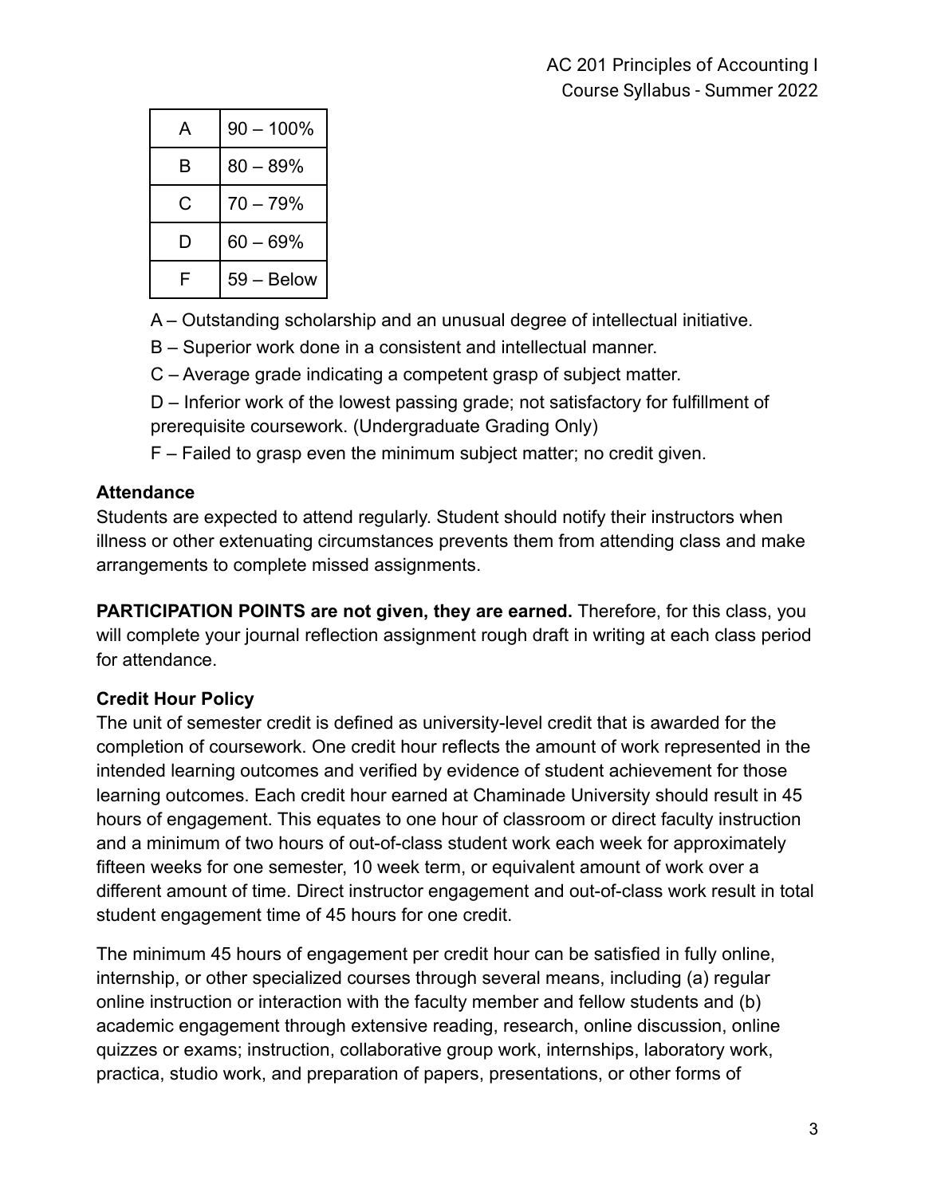| A | 90 – 100% |
|---|---|
| B | 80 – 89% |
| C | 70 – 79% |
| D | 60 – 69% |
| F | 59 – Below |

A – Outstanding scholarship and an unusual degree of intellectual initiative.

B – Superior work done in a consistent and intellectual manner.

C – Average grade indicating a competent grasp of subject matter.

D – Inferior work of the lowest passing grade; not satisfactory for fulfillment of prerequisite coursework. (Undergraduate Grading Only)

F – Failed to grasp even the minimum subject matter; no credit given.

**Attendance**

Students are expected to attend regularly. Student should notify their instructors when illness or other extenuating circumstances prevents them from attending class and make arrangements to complete missed assignments.

**PARTICIPATION POINTS are not given, they are earned.** Therefore, for this class, you will complete your journal reflection assignment rough draft in writing at each class period for attendance.

**Credit Hour Policy**

The unit of semester credit is defined as university-level credit that is awarded for the completion of coursework. One credit hour reflects the amount of work represented in the intended learning outcomes and verified by evidence of student achievement for those learning outcomes. Each credit hour earned at Chaminade University should result in 45 hours of engagement. This equates to one hour of classroom or direct faculty instruction and a minimum of two hours of out-of-class student work each week for approximately fifteen weeks for one semester, 10 week term, or equivalent amount of work over a different amount of time. Direct instructor engagement and out-of-class work result in total student engagement time of 45 hours for one credit.

The minimum 45 hours of engagement per credit hour can be satisfied in fully online, internship, or other specialized courses through several means, including (a) regular online instruction or interaction with the faculty member and fellow students and (b) academic engagement through extensive reading, research, online discussion, online quizzes or exams; instruction, collaborative group work, internships, laboratory work, practica, studio work, and preparation of papers, presentations, or other forms of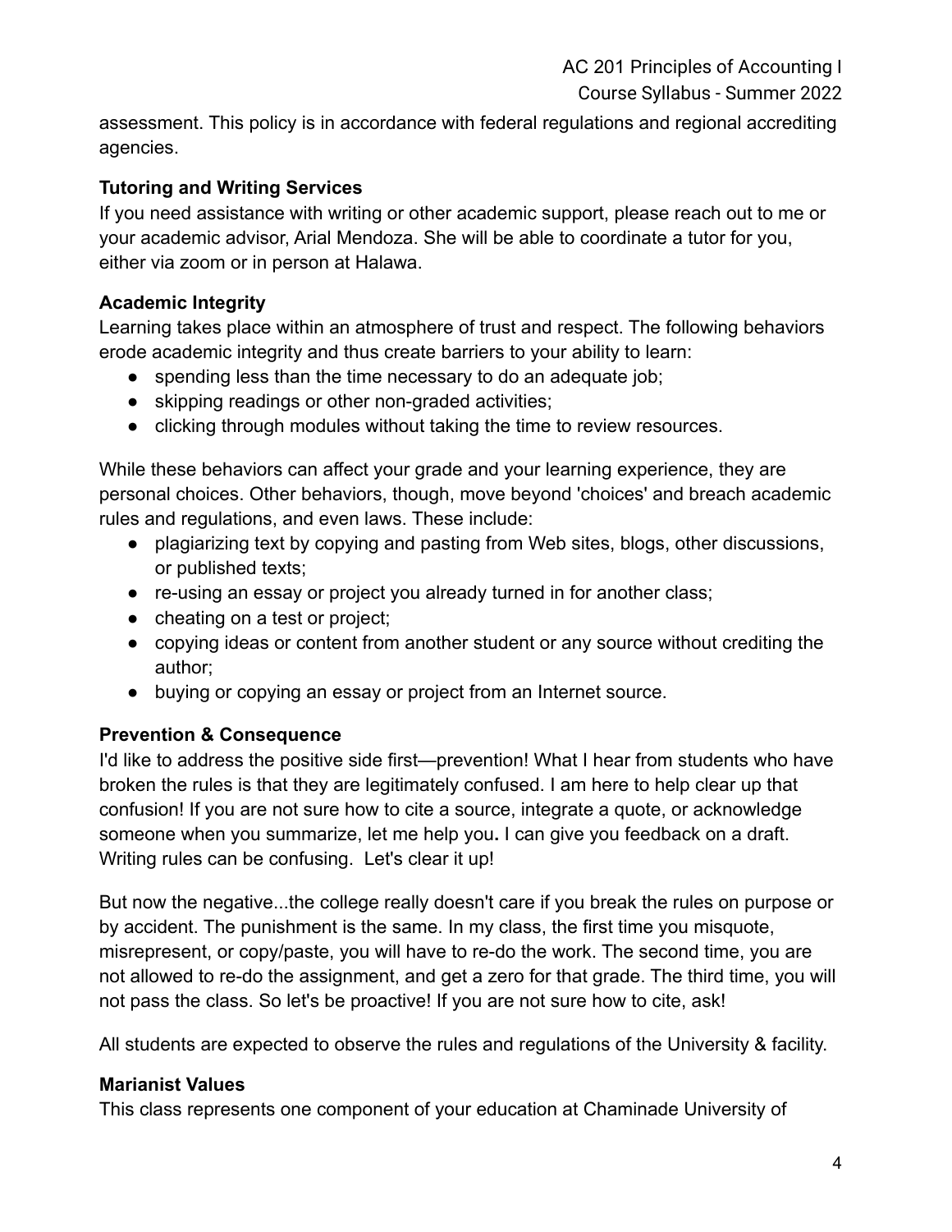assessment. This policy is in accordance with federal regulations and regional accrediting agencies.

**Tutoring and Writing Services**

If you need assistance with writing or other academic support, please reach out to me or your academic advisor, Arial Mendoza. She will be able to coordinate a tutor for you, either via zoom or in person at Halawa.

**Academic Integrity**

Learning takes place within an atmosphere of trust and respect. The following behaviors erode academic integrity and thus create barriers to your ability to learn:

- spending less than the time necessary to do an adequate job;
- skipping readings or other non-graded activities;
- clicking through modules without taking the time to review resources.

While these behaviors can affect your grade and your learning experience, they are personal choices. Other behaviors, though, move beyond 'choices' and breach academic rules and regulations, and even laws. These include:

- plagiarizing text by copying and pasting from Web sites, blogs, other discussions, or published texts;
- re-using an essay or project you already turned in for another class;
- cheating on a test or project;
- copying ideas or content from another student or any source without crediting the author;
- buying or copying an essay or project from an Internet source.

**Prevention & Consequence**

I'd like to address the positive side first—prevention! What I hear from students who have broken the rules is that they are legitimately confused. I am here to help clear up that confusion! If you are not sure how to cite a source, integrate a quote, or acknowledge someone when you summarize, let me help you**.** I can give you feedback on a draft. Writing rules can be confusing. Let's clear it up!

But now the negative...the college really doesn't care if you break the rules on purpose or by accident. The punishment is the same. In my class, the first time you misquote, misrepresent, or copy/paste, you will have to re-do the work. The second time, you are not allowed to re-do the assignment, and get a zero for that grade. The third time, you will not pass the class. So let's be proactive! If you are not sure how to cite, ask!

All students are expected to observe the rules and regulations of the University & facility.

**Marianist Values**

This class represents one component of your education at Chaminade University of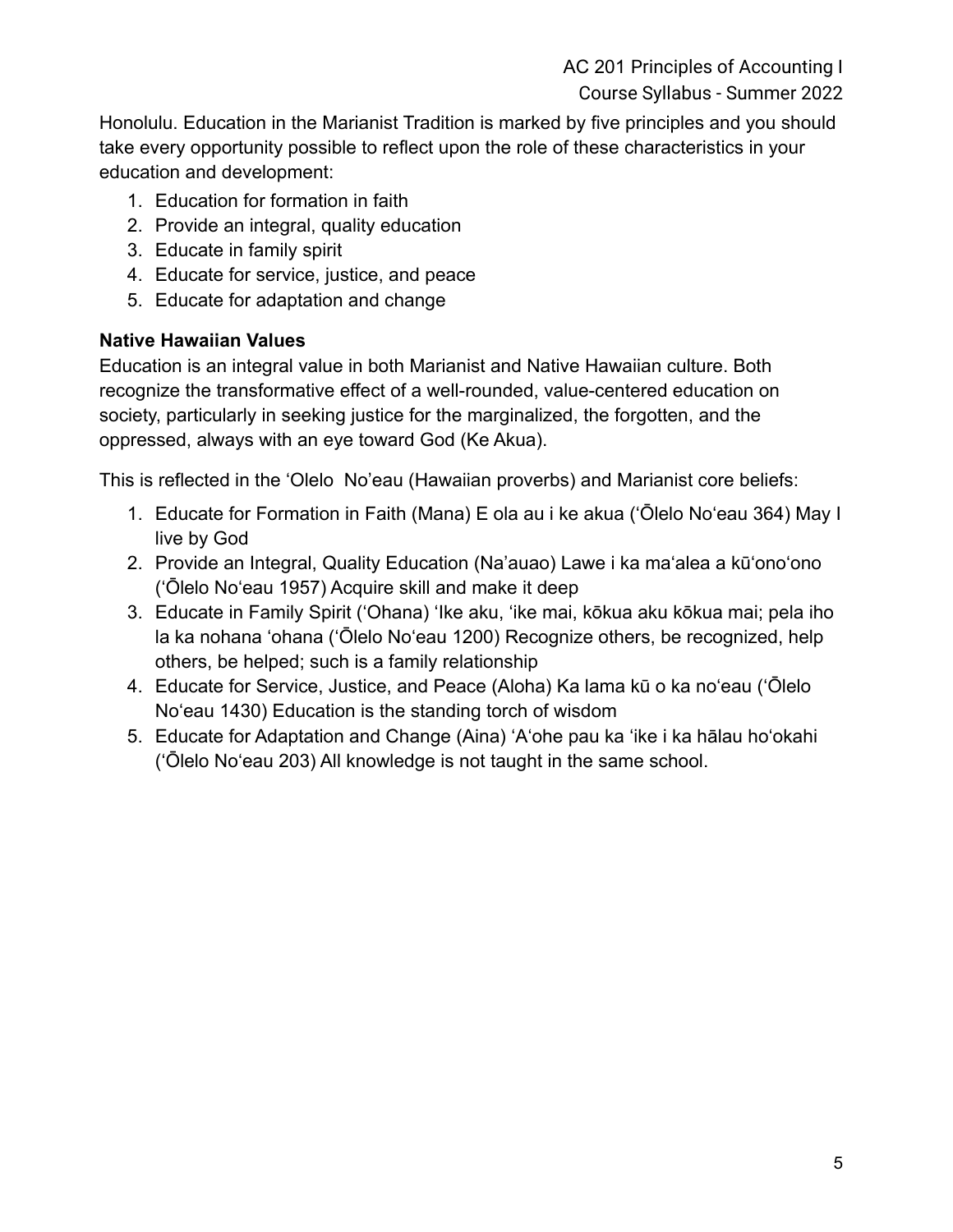Honolulu. Education in the Marianist Tradition is marked by five principles and you should take every opportunity possible to reflect upon the role of these characteristics in your education and development:

1. Education for formation in faith
2. Provide an integral, quality education
3. Educate in family spirit
4. Educate for service, justice, and peace
5. Educate for adaptation and change

**Native Hawaiian Values**

Education is an integral value in both Marianist and Native Hawaiian culture. Both recognize the transformative effect of a well-rounded, value-centered education on society, particularly in seeking justice for the marginalized, the forgotten, and the oppressed, always with an eye toward God (Ke Akua).

This is reflected in the ʻOlelo No'eau (Hawaiian proverbs) and Marianist core beliefs:

1. Educate for Formation in Faith (Mana) E ola au i ke akua (ʻŌlelo Noʻeau 364) May I live by God
2. Provide an Integral, Quality Education (Na'auao) Lawe i ka maʻalea a kūʻonoʻono (ʻŌlelo Noʻeau 1957) Acquire skill and make it deep
3. Educate in Family Spirit (ʻOhana) ʻIke aku, ʻike mai, kōkua aku kōkua mai; pela iho la ka nohana ʻohana (ʻŌlelo Noʻeau 1200) Recognize others, be recognized, help others, be helped; such is a family relationship
4. Educate for Service, Justice, and Peace (Aloha) Ka lama kū o ka noʻeau (ʻŌlelo Noʻeau 1430) Education is the standing torch of wisdom
5. Educate for Adaptation and Change (Aina) ʻAʻohe pau ka ʻike i ka hālau hoʻokahi (ʻŌlelo Noʻeau 203) All knowledge is not taught in the same school.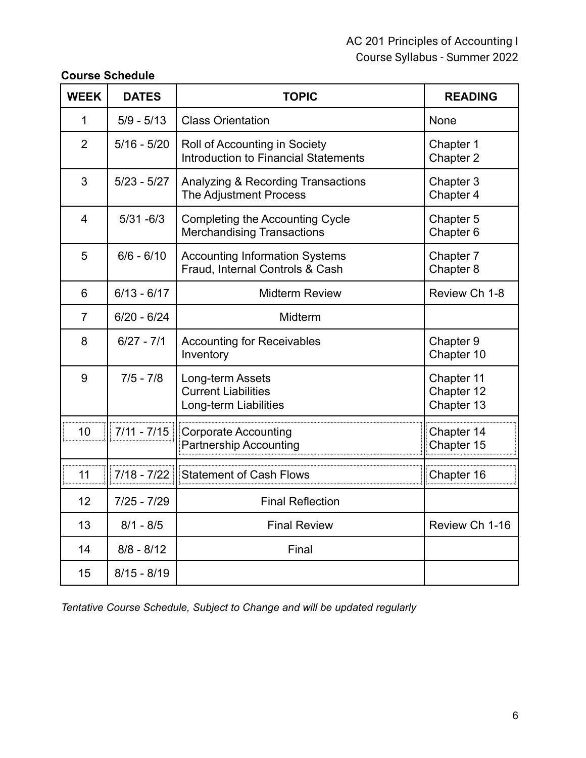**Course Schedule**

| WEEK | DATES | TOPIC | READING |
|---|---|---|---|
| 1 | 5/9 - 5/13 | Class Orientation | None |
| 2 | 5/16 - 5/20 | Roll of Accounting in Society<br>Introduction to Financial Statements | Chapter 1<br>Chapter 2 |
| 3 | 5/23 - 5/27 | Analyzing & Recording Transactions<br>The Adjustment Process | Chapter 3<br>Chapter 4 |
| 4 | 5/31 -6/3 | Completing the Accounting Cycle<br>Merchandising Transactions | Chapter 5<br>Chapter 6 |
| 5 | 6/6 - 6/10 | Accounting Information Systems<br>Fraud, Internal Controls & Cash | Chapter 7<br>Chapter 8 |
| 6 | 6/13 - 6/17 | Midterm Review | Review Ch 1-8 |
| 7 | 6/20 - 6/24 | Midterm | |
| 8 | 6/27 - 7/1 | Accounting for Receivables<br>Inventory | Chapter 9<br>Chapter 10 |
| 9 | 7/5 - 7/8 | Long-term Assets<br>Current Liabilities<br>Long-term Liabilities | Chapter 11<br>Chapter 12<br>Chapter 13 |
| 10 | 7/11 - 7/15 | Corporate Accounting<br>Partnership Accounting | Chapter 14<br>Chapter 15 |
| 11 | 7/18 - 7/22 | Statement of Cash Flows | Chapter 16 |
| 12 | 7/25 - 7/29 | Final Reflection | |
| 13 | 8/1 - 8/5 | Final Review | Review Ch 1-16 |
| 14 | 8/8 - 8/12 | Final | |
| 15 | 8/15 - 8/19 | | |

*Tentative Course Schedule, Subject to Change and will be updated regularly*